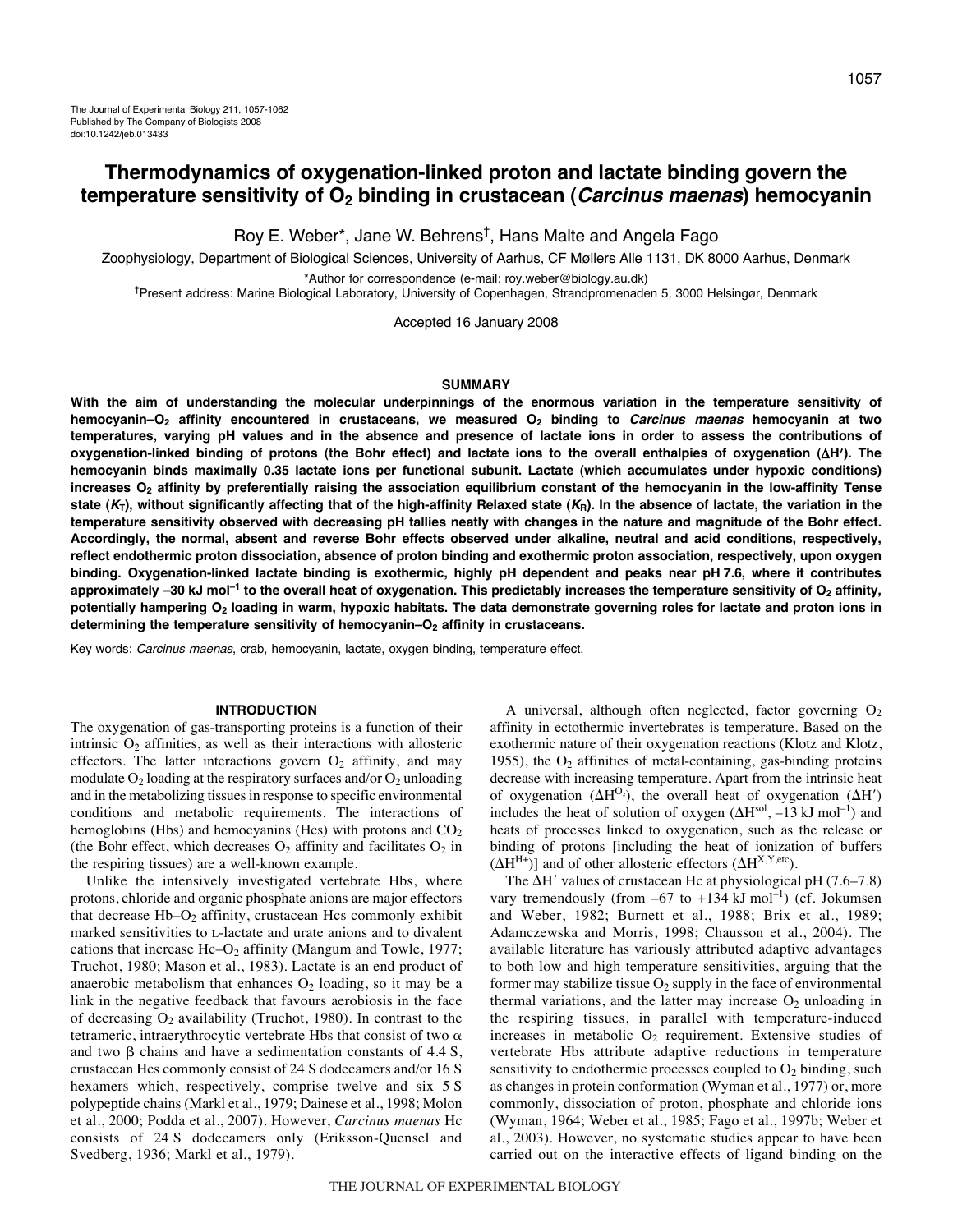# Thermodynamics of oxygenation-linked proton and lactate binding govern the temperature sensitivity of $O_2$ binding in crustacean (*Carcinus maenas*) hemocyanin

Roy E. Weber*, Jane W. Behrens†, Hans Malte and Angela Fago

Zoophysiology, Department of Biological Sciences, University of Aarhus, CF Møllers Alle 1131, DK 8000 Aarhus, Denmark

*Author for correspondence (e-mail: roy.weber@biology.au.dk)

†Present address: Marine Biological Laboratory, University of Copenhagen, Strandpromenaden 5, 3000 Helsingør, Denmark

Accepted 16 January 2008

## SUMMARY

**With the aim of understanding the molecular underpinnings of the enormous variation in the temperature sensitivity of hemocyanin–$O_2$ affinity encountered in crustaceans, we measured $O_2$ binding to *Carcinus maenas* hemocyanin at two temperatures, varying pH values and in the absence and presence of lactate ions in order to assess the contributions of oxygenation-linked binding of protons (the Bohr effect) and lactate ions to the overall enthalpies of oxygenation ($\Delta H'$). The hemocyanin binds maximally 0.35 lactate ions per functional subunit. Lactate (which accumulates under hypoxic conditions) increases $O_2$ affinity by preferentially raising the association equilibrium constant of the hemocyanin in the low-affinity Tense state ($K_T$), without significantly affecting that of the high-affinity Relaxed state ($K_R$). In the absence of lactate, the variation in the temperature sensitivity observed with decreasing pH tallies neatly with changes in the nature and magnitude of the Bohr effect. Accordingly, the normal, absent and reverse Bohr effects observed under alkaline, neutral and acid conditions, respectively, reflect endothermic proton dissociation, absence of proton binding and exothermic proton association, respectively, upon oxygen binding. Oxygenation-linked lactate binding is exothermic, highly pH dependent and peaks near pH 7.6, where it contributes approximately –30 kJ mol$^{-1}$ to the overall heat of oxygenation. This predictably increases the temperature sensitivity of $O_2$ affinity, potentially hampering $O_2$ loading in warm, hypoxic habitats. The data demonstrate governing roles for lactate and proton ions in determining the temperature sensitivity of hemocyanin–$O_2$ affinity in crustaceans.**

Key words: *Carcinus maenas*, crab, hemocyanin, lactate, oxygen binding, temperature effect.

## INTRODUCTION

The oxygenation of gas-transporting proteins is a function of their intrinsic $O_2$ affinities, as well as their interactions with allosteric effectors. The latter interactions govern $O_2$ affinity, and may modulate $O_2$ loading at the respiratory surfaces and/or $O_2$ unloading and in the metabolizing tissues in response to specific environmental conditions and metabolic requirements. The interactions of hemoglobins (Hbs) and hemocyanins (Hcs) with protons and $CO_2$ (the Bohr effect, which decreases $O_2$ affinity and facilitates $O_2$ in the respiring tissues) are a well-known example.

Unlike the intensively investigated vertebrate Hbs, where protons, chloride and organic phosphate anions are major effectors that decrease Hb–$O_2$ affinity, crustacean Hcs commonly exhibit marked sensitivities to L-lactate and urate anions and to divalent cations that increase Hc–$O_2$ affinity (Mangum and Towle, 1977; Truchot, 1980; Mason et al., 1983). Lactate is an end product of anaerobic metabolism that enhances $O_2$ loading, so it may be a link in the negative feedback that favours aerobiosis in the face of decreasing $O_2$ availability (Truchot, 1980). In contrast to the tetrameric, intraerythrocytic vertebrate Hbs that consist of two α and two β chains and have a sedimentation constants of 4.4 S, crustacean Hcs commonly consist of 24 S dodecamers and/or 16 S hexamers which, respectively, comprise twelve and six 5 S polypeptide chains (Markl et al., 1979; Dainese et al., 1998; Molon et al., 2000; Podda et al., 2007). However, *Carcinus maenas* Hc consists of 24 S dodecamers only (Eriksson-Quensel and Svedberg, 1936; Markl et al., 1979).

A universal, although often neglected, factor governing $O_2$ affinity in ectothermic invertebrates is temperature. Based on the exothermic nature of their oxygenation reactions (Klotz and Klotz, 1955), the $O_2$ affinities of metal-containing, gas-binding proteins decrease with increasing temperature. Apart from the intrinsic heat of oxygenation ($\Delta H^{O_2}$), the overall heat of oxygenation ($\Delta H'$) includes the heat of solution of oxygen ($\Delta H^{sol}$, –13 kJ mol$^{-1}$) and heats of processes linked to oxygenation, such as the release or binding of protons [including the heat of ionization of buffers ($\Delta H^{H+}$)] and of other allosteric effectors ($\Delta H^{X,Y,etc}$).

The $\Delta H'$ values of crustacean Hc at physiological pH (7.6–7.8) vary tremendously (from –67 to +134 kJ mol$^{-1}$) (cf. Jokumsen and Weber, 1982; Burnett et al., 1988; Brix et al., 1989; Adamczewska and Morris, 1998; Chausson et al., 2004). The available literature has variously attributed adaptive advantages to both low and high temperature sensitivities, arguing that the former may stabilize tissue $O_2$ supply in the face of environmental thermal variations, and the latter may increase $O_2$ unloading in the respiring tissues, in parallel with temperature-induced increases in metabolic $O_2$ requirement. Extensive studies of vertebrate Hbs attribute adaptive reductions in temperature sensitivity to endothermic processes coupled to $O_2$ binding, such as changes in protein conformation (Wyman et al., 1977) or, more commonly, dissociation of proton, phosphate and chloride ions (Wyman, 1964; Weber et al., 1985; Fago et al., 1997b; Weber et al., 2003). However, no systematic studies appear to have been carried out on the interactive effects of ligand binding on the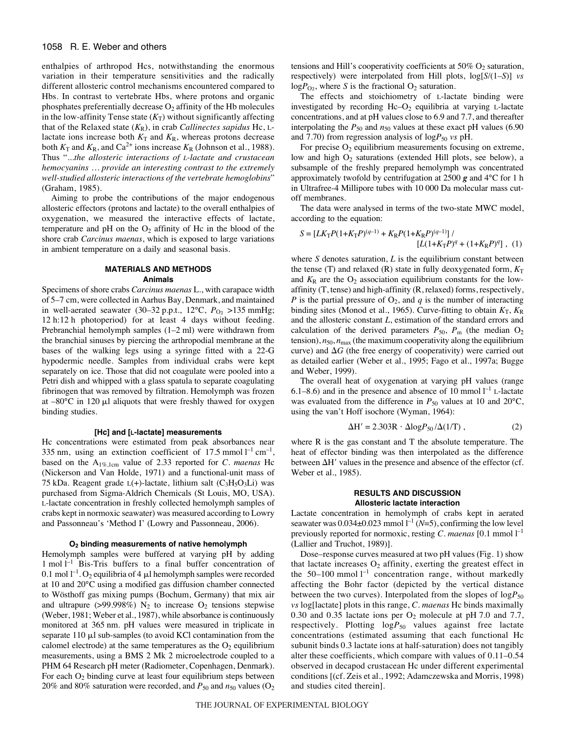enthalpies of arthropod Hcs, notwithstanding the enormous variation in their temperature sensitivities and the radically different allosteric control mechanisms encountered compared to Hbs. In contrast to vertebrate Hbs, where protons and organic phosphates preferentially decrease $O_2$ affinity of the Hb molecules in the low-affinity Tense state ($K_T$) without significantly affecting that of the Relaxed state ($K_R$), in crab *Callinectes sapidus* Hc, L-lactate ions increase both $K_T$ and $K_R$, whereas protons decrease both $K_T$ and $K_R$, and $Ca^{2+}$ ions increase $K_R$ (Johnson et al., 1988). Thus "*...the allosteric interactions of L-lactate and crustacean hemocyanins … provide an interesting contrast to the extremely well-studied allosteric interactions of the vertebrate hemoglobins*" (Graham, 1985).

Aiming to probe the contributions of the major endogenous allosteric effectors (protons and lactate) to the overall enthalpies of oxygenation, we measured the interactive effects of lactate, temperature and pH on the $O_2$ affinity of Hc in the blood of the shore crab *Carcinus maenas*, which is exposed to large variations in ambient temperature on a daily and seasonal basis.

## MATERIALS AND METHODS

### Animals

Specimens of shore crabs *Carcinus maenas* L., with carapace width of 5–7 cm, were collected in Aarhus Bay, Denmark, and maintained in well-aerated seawater (30–32 p.p.t., 12°C, $P_{O_2}$ >135 mmHg; 12 h:12 h photoperiod) for at least 4 days without feeding. Prebranchial hemolymph samples (1–2 ml) were withdrawn from the branchial sinuses by piercing the arthropodial membrane at the bases of the walking legs using a syringe fitted with a 22-G hypodermic needle. Samples from individual crabs were kept separately on ice. Those that did not coagulate were pooled into a Petri dish and whipped with a glass spatula to separate coagulating fibrinogen that was removed by filtration. Hemolymph was frozen at –80°C in 120 μl aliquots that were freshly thawed for oxygen binding studies.

### [Hc] and [L-lactate] measurements

Hc concentrations were estimated from peak absorbances near 335 nm, using an extinction coefficient of 17.5 mmol $l^{-1}$ $cm^{-1}$, based on the $A_{1\%,1cm}$ value of 2.33 reported for *C. maenas* Hc (Nickerson and Van Holde, 1971) and a functional-unit mass of 75 kDa. Reagent grade L(+)-lactate, lithium salt ($C_3H_5O_3Li$) was purchased from Sigma-Aldrich Chemicals (St Louis, MO, USA). L-lactate concentration in freshly collected hemolymph samples of crabs kept in normoxic seawater) was measured according to Lowry and Passonneau's 'Method I' (Lowry and Passonneau, 2006).

### $O_2$ binding measurements of native hemolymph

Hemolymph samples were buffered at varying pH by adding 1 mol $l^{-1}$ Bis-Tris buffers to a final buffer concentration of 0.1 mol $l^{-1}$. $O_2$ equilibria of 4 μl hemolymph samples were recorded at 10 and 20°C using a modified gas diffusion chamber connected to Wösthoff gas mixing pumps (Bochum, Germany) that mix air and ultrapure (>99.998%) $N_2$ to increase $O_2$ tensions stepwise (Weber, 1981; Weber et al., 1987), while absorbance is continuously monitored at 365 nm. pH values were measured in triplicate in separate 110 μl sub-samples (to avoid KCl contamination from the calomel electrode) at the same temperatures as the $O_2$ equilibrium measurements, using a BMS 2 Mk 2 microelectrode coupled to a PHM 64 Research pH meter (Radiometer, Copenhagen, Denmark). For each $O_2$ binding curve at least four equilibrium steps between 20% and 80% saturation were recorded, and $P_{50}$ and $n_{50}$ values ($O_2$ tensions and Hill's cooperativity coefficients at 50% $O_2$ saturation, respectively) were interpolated from Hill plots, log[$S$/(1–$S$)] *vs* log$P_{O_2}$, where $S$ is the fractional $O_2$ saturation.

The effects and stoichiometry of L-lactate binding were investigated by recording Hc–$O_2$ equilibria at varying L-lactate concentrations, and at pH values close to 6.9 and 7.7, and thereafter interpolating the $P_{50}$ and $n_{50}$ values at these exact pH values (6.90 and 7.70) from regression analysis of log$P_{50}$ *vs* pH.

For precise $O_2$ equilibrium measurements focusing on extreme, low and high $O_2$ saturations (extended Hill plots, see below), a subsample of the freshly prepared hemolymph was concentrated approximately twofold by centrifugation at 2500 ***g*** and 4°C for 1 h in Ultrafree-4 Millipore tubes with 10 000 Da molecular mass cut-off membranes.

The data were analysed in terms of the two-state MWC model, according to the equation:

$$S = [LK_TP(1+K_TP)^{(q-1)} + K_RP(1+K_RP)^{(q-1)}] / [L(1+K_TP)^q + (1+K_RP)^q]\ , \quad (1)$$

where $S$ denotes saturation, $L$ is the equilibrium constant between the tense (T) and relaxed (R) state in fully deoxygenated form, $K_T$ and $K_R$ are the $O_2$ association equilibrium constants for the low-affinity (T, tense) and high-affinity (R, relaxed) forms, respectively, $P$ is the partial pressure of $O_2$, and $q$ is the number of interacting binding sites (Monod et al., 1965). Curve-fitting to obtain $K_T$, $K_R$ and the allosteric constant $L$, estimation of the standard errors and calculation of the derived parameters $P_{50}$, $P_m$ (the median $O_2$ tension), $n_{50}$, $n_{max}$ (the maximum cooperativity along the equilibrium curve) and Δ$G$ (the free energy of cooperativity) were carried out as detailed earlier (Weber et al., 1995; Fago et al., 1997a; Bugge and Weber, 1999).

The overall heat of oxygenation at varying pH values (range 6.1–8.6) and in the presence and absence of 10 mmol $l^{-1}$ L-lactate was evaluated from the difference in $P_{50}$ values at 10 and 20°C, using the van't Hoff isochore (Wyman, 1964):

$$\Delta H' = 2.303R \cdot \Delta \log P_{50} / \Delta(1/T)\ , \quad (2)$$

where R is the gas constant and T the absolute temperature. The heat of effector binding was then interpolated as the difference between ΔH′ values in the presence and absence of the effector (cf. Weber et al., 1985).

## RESULTS AND DISCUSSION

### Allosteric lactate interaction

Lactate concentration in hemolymph of crabs kept in aerated seawater was 0.034±0.023 mmol $l^{-1}$ ($N$=5), confirming the low level previously reported for normoxic, resting *C. maenas* [0.1 mmol $l^{-1}$ (Lallier and Truchot, 1989)].

Dose–response curves measured at two pH values (Fig. 1) show that lactate increases $O_2$ affinity, exerting the greatest effect in the 50–100 mmol $l^{-1}$ concentration range, without markedly affecting the Bohr factor (depicted by the vertical distance between the two curves). Interpolated from the slopes of log$P_{50}$ *vs* log[lactate] plots in this range, *C. maenas* Hc binds maximally 0.30 and 0.35 lactate ions per $O_2$ molecule at pH 7.0 and 7.7, respectively. Plotting log$P_{50}$ values against free lactate concentrations (estimated assuming that each functional Hc subunit binds 0.3 lactate ions at half-saturation) does not tangibly alter these coefficients, which compare with values of 0.11–0.54 observed in decapod crustacean Hc under different experimental conditions [(cf. Zeis et al., 1992; Adamczewska and Morris, 1998) and studies cited therein].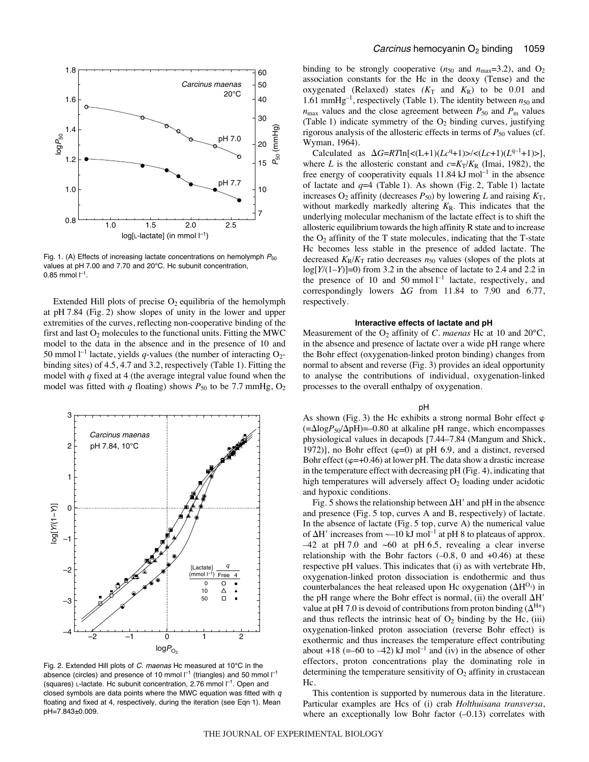Fig. 1. (A) Effects of increasing lactate concentrations on hemolymph $P_{50}$ values at pH 7.00 and 7.70 and 20°C. Hc subunit concentration, 0.85 mmol $l^{-1}$.

Extended Hill plots of precise $O_2$ equilibria of the hemolymph at pH 7.84 (Fig. 2) show slopes of unity in the lower and upper extremities of the curves, reflecting non-cooperative binding of the first and last $O_2$ molecules to the functional units. Fitting the MWC model to the data in the absence and in the presence of 10 and 50 mmol $l^{-1}$ lactate, yields *q*-values (the number of interacting $O_2$-binding sites) of 4.5, 4.7 and 3.2, respectively (Table 1). Fitting the model with *q* fixed at 4 (the average integral value found when the model was fitted with *q* floating) shows $P_{50}$ to be 7.7 mmHg, $O_2$ binding to be strongly cooperative ($n_{50}$ and $n_{max}$=3.2), and $O_2$ association constants for the Hc in the deoxy (Tense) and the oxygenated (Relaxed) states ($K_T$ and $K_R$) to be 0.01 and 1.61 mmHg$^{-1}$, respectively (Table 1). The identity between $n_{50}$ and $n_{max}$ values and the close agreement between $P_{50}$ and $P_m$ values (Table 1) indicate symmetry of the $O_2$ binding curves, justifying rigorous analysis of the allosteric effects in terms of $P_{50}$ values (cf. Wyman, 1964).

Fig. 2. Extended Hill plots of *C. maenas* Hc measured at 10°C in the absence (circles) and presence of 10 mmol $l^{-1}$ (triangles) and 50 mmol $l^{-1}$ (squares) L-lactate. Hc subunit concentration, 2.76 mmol $l^{-1}$. Open and closed symbols are data points where the MWC equation was fitted with *q* floating and fixed at 4, respectively, during the iteration (see Eqn 1). Mean pH=7.843±0.009.

Calculated as $\Delta G = RT\ln[<(L+1)(Lc^q+1)>/<(Lc+1)(L^{q-1}+1)>]$, where *L* is the allosteric constant and $c=K_T/K_R$ (Imai, 1982), the free energy of cooperativity equals 11.84 kJ mol$^{-1}$ in the absence of lactate and *q*=4 (Table 1). As shown (Fig. 2, Table 1) lactate increases $O_2$ affinity (decreases $P_{50}$) by lowering *L* and raising $K_T$, without markedly markedly altering $K_R$. This indicates that the underlying molecular mechanism of the lactate effect is to shift the allosteric equilibrium towards the high affinity R state and to increase the $O_2$ affinity of the T state molecules, indicating that the T-state Hc becomes less stable in the presence of added lactate. The decreased $K_R/K_T$ ratio decreases $n_{50}$ values (slopes of the plots at $\log[Y/(1-Y)]$=0) from 3.2 in the absence of lactate to 2.4 and 2.2 in the presence of 10 and 50 mmol $l^{-1}$ lactate, respectively, and correspondingly lowers $\Delta G$ from 11.84 to 7.90 and 6.77, respectively.

### Interactive effects of lactate and pH

Measurement of the $O_2$ affinity of *C. maenas* Hc at 10 and 20°C, in the absence and presence of lactate over a wide pH range where the Bohr effect (oxygenation-linked proton binding) changes from normal to absent and reverse (Fig. 3) provides an ideal opportunity to analyse the contributions of individual, oxygenation-linked processes to the overall enthalpy of oxygenation.

#### pH

As shown (Fig. 3) the Hc exhibits a strong normal Bohr effect φ ($=\Delta\log P_{50}/\Delta$pH)=–0.80 at alkaline pH range, which encompasses physiological values in decapods [7.44–7.84 (Mangum and Shick, 1972)], no Bohr effect (φ=0) at pH 6.9, and a distinct, reversed Bohr effect (φ=+0.46) at lower pH. The data show a drastic increase in the temperature effect with decreasing pH (Fig. 4), indicating that high temperatures will adversely affect $O_2$ loading under acidotic and hypoxic conditions.

Fig. 5 shows the relationship between ΔH′ and pH in the absence and presence (Fig. 5 top, curves A and B, respectively) of lactate. In the absence of lactate (Fig. 5 top, curve A) the numerical value of ΔH′ increases from ~–10 kJ mol$^{-1}$ at pH 8 to plateaus of approx. –42 at pH 7.0 and ~60 at pH 6.5, revealing a clear inverse relationship with the Bohr factors (–0.8, 0 and +0.46) at these respective pH values. This indicates that (i) as with vertebrate Hb, oxygenation-linked proton dissociation is endothermic and thus counterbalances the heat released upon Hc oxygenation ($\Delta H^{O_2}$) in the pH range where the Bohr effect is normal, (ii) the overall ΔH′ value at pH 7.0 is devoid of contributions from proton binding ($\Delta^{H+}$) and thus reflects the intrinsic heat of $O_2$ binding by the Hc, (iii) oxygenation-linked proton association (reverse Bohr effect) is exothermic and thus increases the temperature effect contributing about +18 (=–60 to –42) kJ mol$^{-1}$ and (iv) in the absence of other effectors, proton concentrations play the dominating role in determining the temperature sensitivity of $O_2$ affinity in crustacean Hc.

This contention is supported by numerous data in the literature. Particular examples are Hcs of (i) crab *Holthuisana transversa*, where an exceptionally low Bohr factor (–0.13) correlates with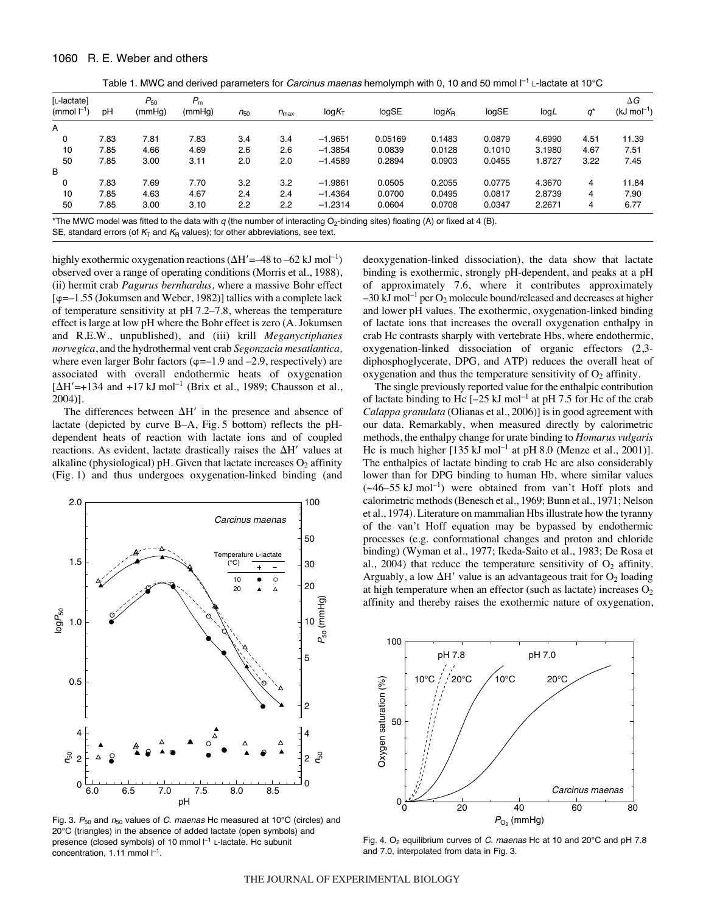Table 1. MWC and derived parameters for *Carcinus maenas* hemolymph with 0, 10 and 50 mmol $l^{-1}$ L-lactate at 10°C

| [L-lactate] (mmol $l^{-1}$) | pH | $P_{50}$ (mmHg) | $P_m$ (mmHg) | $n_{50}$ | $n_{max}$ | $\log K_T$ | logSE | $\log K_R$ | logSE | log$L$ | $q$* | $\Delta G$ (kJ $mol^{-1}$) |
|---|---|---|---|---|---|---|---|---|---|---|---|---|
| A | | | | | | | | | | | | |
| 0 | 7.83 | 7.81 | 7.83 | 3.4 | 3.4 | −1.9651 | 0.05169 | 0.1483 | 0.0879 | 4.6990 | 4.51 | 11.39 |
| 10 | 7.85 | 4.66 | 4.69 | 2.6 | 2.6 | −1.3854 | 0.0839 | 0.0128 | 0.1010 | 3.1980 | 4.67 | 7.51 |
| 50 | 7.85 | 3.00 | 3.11 | 2.0 | 2.0 | −1.4589 | 0.2894 | 0.0903 | 0.0455 | 1.8727 | 3.22 | 7.45 |
| B | | | | | | | | | | | | |
| 0 | 7.83 | 7.69 | 7.70 | 3.2 | 3.2 | −1.9861 | 0.0505 | 0.2055 | 0.0775 | 4.3670 | 4 | 11.84 |
| 10 | 7.85 | 4.63 | 4.67 | 2.4 | 2.4 | −1.4364 | 0.0700 | 0.0495 | 0.0817 | 2.8739 | 4 | 7.90 |
| 50 | 7.85 | 3.00 | 3.10 | 2.2 | 2.2 | −1.2314 | 0.0604 | 0.0708 | 0.0347 | 2.2671 | 4 | 6.77 |

*The MWC model was fitted to the data with $q$ (the number of interacting $O_2$-binding sites) floating (A) or fixed at 4 (B).
SE, standard errors (of $K_T$ and $K_R$ values); for other abbreviations, see text.

highly exothermic oxygenation reactions ($\Delta H'$=–48 to –62 kJ $mol^{-1}$) observed over a range of operating conditions (Morris et al., 1988), (ii) hermit crab *Pagurus bernhardus*, where a massive Bohr effect [$\varphi$=–1.55 (Jokumsen and Weber, 1982)] tallies with a complete lack of temperature sensitivity at pH 7.2–7.8, whereas the temperature effect is large at low pH where the Bohr effect is zero (A. Jokumsen and R.E.W., unpublished), and (iii) krill *Meganyctiphanes norvegica*, and the hydrothermal vent crab *Segonzacia mesatlantica,* where even larger Bohr factors ($\varphi$=–1.9 and –2.9, respectively) are associated with overall endothermic heats of oxygenation [$\Delta H'$=+134 and +17 kJ $mol^{-1}$ (Brix et al., 1989; Chausson et al., 2004)].

The differences between $\Delta H'$ in the presence and absence of lactate (depicted by curve B–A, Fig. 5 bottom) reflects the pH-dependent heats of reaction with lactate ions and of coupled reactions. As evident, lactate drastically raises the $\Delta H'$ values at alkaline (physiological) pH. Given that lactate increases $O_2$ affinity (Fig. 1) and thus undergoes oxygenation-linked binding (and deoxygenation-linked dissociation), the data show that lactate binding is exothermic, strongly pH-dependent, and peaks at a pH of approximately 7.6, where it contributes approximately –30 kJ $mol^{-1}$ per $O_2$ molecule bound/released and decreases at higher and lower pH values. The exothermic, oxygenation-linked binding of lactate ions that increases the overall oxygenation enthalpy in crab Hc contrasts sharply with vertebrate Hbs, where endothermic, oxygenation-linked dissociation of organic effectors (2,3-diphosphoglycerate, DPG, and ATP) reduces the overall heat of oxygenation and thus the temperature sensitivity of $O_2$ affinity.

The single previously reported value for the enthalpic contribution of lactate binding to Hc [–25 kJ $mol^{-1}$ at pH 7.5 for Hc of the crab *Calappa granulata* (Olianas et al., 2006)] is in good agreement with our data. Remarkably, when measured directly by calorimetric methods, the enthalpy change for urate binding to *Homarus vulgaris* Hc is much higher [135 kJ $mol^{-1}$ at pH 8.0 (Menze et al., 2001)]. The enthalpies of lactate binding to crab Hc are also considerably lower than for DPG binding to human Hb, where similar values (~46–55 kJ $mol^{-1}$) were obtained from van't Hoff plots and calorimetric methods (Benesch et al., 1969; Bunn et al., 1971; Nelson et al., 1974). Literature on mammalian Hbs illustrate how the tyranny of the van't Hoff equation may be bypassed by endothermic processes (e.g. conformational changes and proton and chloride binding) (Wyman et al., 1977; Ikeda-Saito et al., 1983; De Rosa et al., 2004) that reduce the temperature sensitivity of $O_2$ affinity. Arguably, a low $\Delta H'$ value is an advantageous trait for $O_2$ loading at high temperature when an effector (such as lactate) increases $O_2$ affinity and thereby raises the exothermic nature of oxygenation,

Fig. 3. $P_{50}$ and $n_{50}$ values of *C. maenas* Hc measured at 10°C (circles) and 20°C (triangles) in the absence of added lactate (open symbols) and presence (closed symbols) of 10 mmol $l^{-1}$ L-lactate. Hc subunit concentration, 1.11 mmol $l^{-1}$.

Fig. 4. $O_2$ equilibrium curves of *C. maenas* Hc at 10 and 20°C and pH 7.8 and 7.0, interpolated from data in Fig. 3.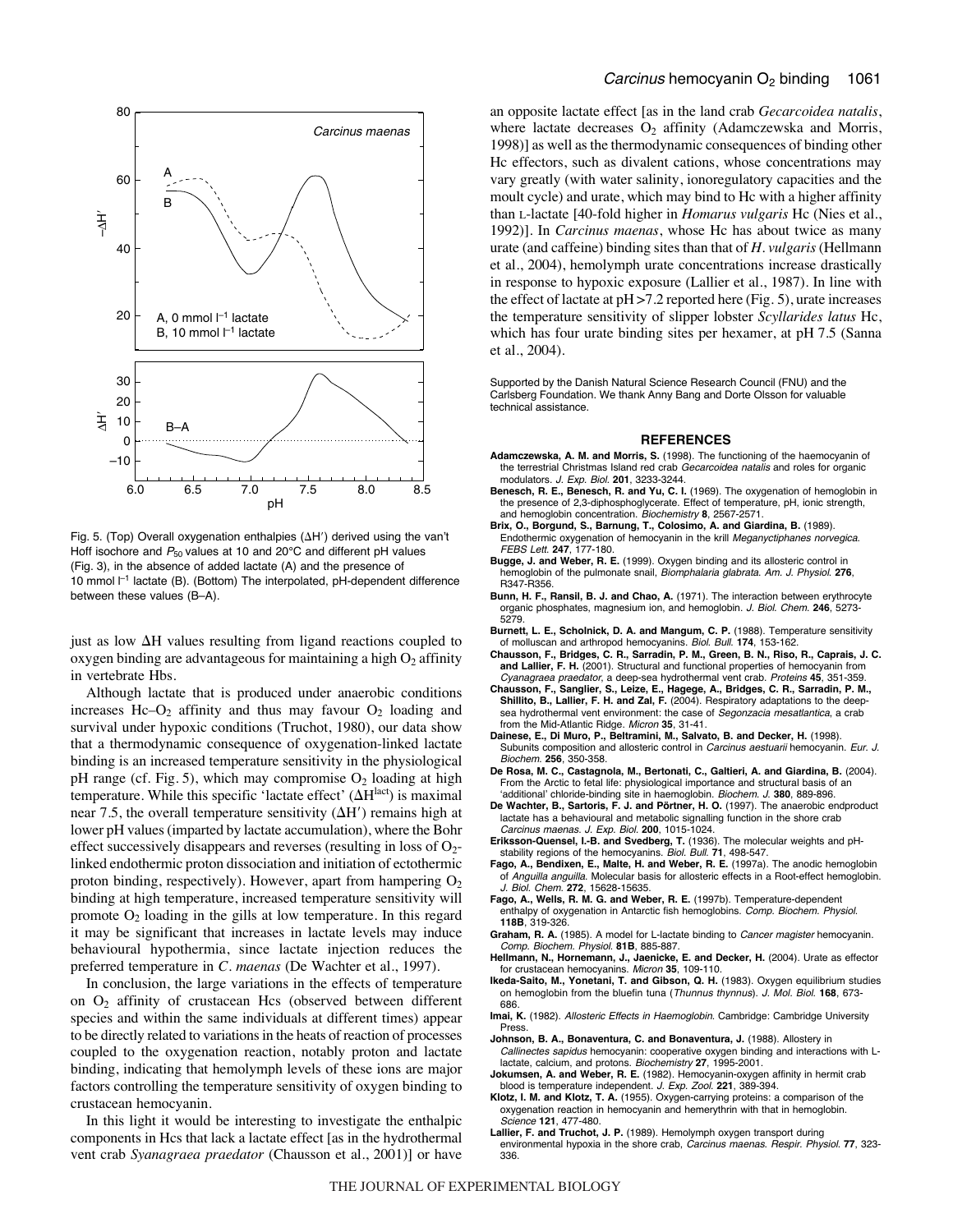Fig. 5. (Top) Overall oxygenation enthalpies ($\Delta H'$) derived using the van't Hoff isochore and $P_{50}$ values at 10 and 20°C and different pH values (Fig. 3), in the absence of added lactate (A) and the presence of 10 mmol $l^{-1}$ lactate (B). (Bottom) The interpolated, pH-dependent difference between these values (B–A).

just as low $\Delta H$ values resulting from ligand reactions coupled to oxygen binding are advantageous for maintaining a high $O_2$ affinity in vertebrate Hbs.

Although lactate that is produced under anaerobic conditions increases Hc–$O_2$ affinity and thus may favour $O_2$ loading and survival under hypoxic conditions (Truchot, 1980), our data show that a thermodynamic consequence of oxygenation-linked lactate binding is an increased temperature sensitivity in the physiological pH range (cf. Fig. 5), which may compromise $O_2$ loading at high temperature. While this specific 'lactate effect' ($\Delta H^{lact}$) is maximal near 7.5, the overall temperature sensitivity ($\Delta H'$) remains high at lower pH values (imparted by lactate accumulation), where the Bohr effect successively disappears and reverses (resulting in loss of $O_2$-linked endothermic proton dissociation and initiation of ectothermic proton binding, respectively). However, apart from hampering $O_2$ binding at high temperature, increased temperature sensitivity will promote $O_2$ loading in the gills at low temperature. In this regard it may be significant that increases in lactate levels may induce behavioural hypothermia, since lactate injection reduces the preferred temperature in *C. maenas* (De Wachter et al., 1997).

In conclusion, the large variations in the effects of temperature on $O_2$ affinity of crustacean Hcs (observed between different species and within the same individuals at different times) appear to be directly related to variations in the heats of reaction of processes coupled to the oxygenation reaction, notably proton and lactate binding, indicating that hemolymph levels of these ions are major factors controlling the temperature sensitivity of oxygen binding to crustacean hemocyanin.

In this light it would be interesting to investigate the enthalpic components in Hcs that lack a lactate effect [as in the hydrothermal vent crab *Syanagraea praedator* (Chausson et al., 2001)] or have an opposite lactate effect [as in the land crab *Gecarcoidea natalis*, where lactate decreases $O_2$ affinity (Adamczewska and Morris, 1998)] as well as the thermodynamic consequences of binding other Hc effectors, such as divalent cations, whose concentrations may vary greatly (with water salinity, ionoregulatory capacities and the moult cycle) and urate, which may bind to Hc with a higher affinity than L-lactate [40-fold higher in *Homarus vulgaris* Hc (Nies et al., 1992)]. In *Carcinus maenas*, whose Hc has about twice as many urate (and caffeine) binding sites than that of *H. vulgaris* (Hellmann et al., 2004), hemolymph urate concentrations increase drastically in response to hypoxic exposure (Lallier et al., 1987). In line with the effect of lactate at pH >7.2 reported here (Fig. 5), urate increases the temperature sensitivity of slipper lobster *Scyllarides latus* Hc, which has four urate binding sites per hexamer, at pH 7.5 (Sanna et al., 2004).

Supported by the Danish Natural Science Research Council (FNU) and the Carlsberg Foundation. We thank Anny Bang and Dorte Olsson for valuable technical assistance.

## REFERENCES

**Adamczewska, A. M. and Morris, S.** (1998). The functioning of the haemocyanin of the terrestrial Christmas Island red crab *Gecarcoidea natalis* and roles for organic modulators. *J. Exp. Biol.* **201**, 3233-3244.

**Benesch, R. E., Benesch, R. and Yu, C. I.** (1969). The oxygenation of hemoglobin in the presence of 2,3-diphosphoglycerate. Effect of temperature, pH, ionic strength, and hemoglobin concentration. *Biochemistry* **8**, 2567-2571.

**Brix, O., Borgund, S., Barnung, T., Colosimo, A. and Giardina, B.** (1989). Endothermic oxygenation of hemocyanin in the krill *Meganyctiphanes norvegica*. *FEBS Lett.* **247**, 177-180.

**Bugge, J. and Weber, R. E.** (1999). Oxygen binding and its allosteric control in hemoglobin of the pulmonate snail, *Biomphalaria glabrata*. *Am. J. Physiol.* **276**, R347-R356.

**Bunn, H. F., Ransil, B. J. and Chao, A.** (1971). The interaction between erythrocyte organic phosphates, magnesium ion, and hemoglobin. *J. Biol. Chem.* **246**, 5273-5279.

**Burnett, L. E., Scholnick, D. A. and Mangum, C. P.** (1988). Temperature sensitivity of molluscan and arthropod hemocyanins. *Biol. Bull.* **174**, 153-162.

**Chausson, F., Bridges, C. R., Sarradin, P. M., Green, B. N., Riso, R., Caprais, J. C. and Lallier, F. H.** (2001). Structural and functional properties of hemocyanin from *Cyanagraea praedator*, a deep-sea hydrothermal vent crab. *Proteins* **45**, 351-359.

**Chausson, F., Sanglier, S., Leize, E., Hagege, A., Bridges, C. R., Sarradin, P. M., Shillito, B., Lallier, F. H. and Zal, F.** (2004). Respiratory adaptations to the deep-sea hydrothermal vent environment: the case of *Segonzacia mesatlantica*, a crab from the Mid-Atlantic Ridge. *Micron* **35**, 31-41.

**Dainese, E., Di Muro, P., Beltramini, M., Salvato, B. and Decker, H.** (1998). Subunits composition and allosteric control in *Carcinus aestuarii* hemocyanin. *Eur. J. Biochem.* **256**, 350-358.

**De Rosa, M. C., Castagnola, M., Bertonati, C., Galtieri, A. and Giardina, B.** (2004). From the Arctic to fetal life: physiological importance and structural basis of an 'additional' chloride-binding site in haemoglobin. *Biochem. J.* **380**, 889-896.

**De Wachter, B., Sartoris, F. J. and Pörtner, H. O.** (1997). The anaerobic endproduct lactate has a behavioural and metabolic signalling function in the shore crab *Carcinus maenas*. *J. Exp. Biol.* **200**, 1015-1024.

**Eriksson-Quensel, I.-B. and Svedberg, T.** (1936). The molecular weights and pH-stability regions of the hemocyanins. *Biol. Bull.* **71**, 498-547.

**Fago, A., Bendixen, E., Malte, H. and Weber, R. E.** (1997a). The anodic hemoglobin of *Anguilla anguilla*. Molecular basis for allosteric effects in a Root-effect hemoglobin. *J. Biol. Chem.* **272**, 15628-15635.

**Fago, A., Wells, R. M. G. and Weber, R. E.** (1997b). Temperature-dependent enthalpy of oxygenation in Antarctic fish hemoglobins. *Comp. Biochem. Physiol.* **118B**, 319-326.

**Graham, R. A.** (1985). A model for L-lactate binding to *Cancer magister* hemocyanin. *Comp. Biochem. Physiol.* **81B**, 885-887.

**Hellmann, N., Hornemann, J., Jaenicke, E. and Decker, H.** (2004). Urate as effector for crustacean hemocyanins. *Micron* **35**, 109-110.

**Ikeda-Saito, M., Yonetani, T. and Gibson, Q. H.** (1983). Oxygen equilibrium studies on hemoglobin from the bluefin tuna (*Thunnus thynnus*). *J. Mol. Biol.* **168**, 673-686.

**Imai, K.** (1982). *Allosteric Effects in Haemoglobin*. Cambridge: Cambridge University Press.

**Johnson, B. A., Bonaventura, C. and Bonaventura, J.** (1988). Allostery in *Callinectes sapidus* hemocyanin: cooperative oxygen binding and interactions with L-lactate, calcium, and protons. *Biochemistry* **27**, 1995-2001.

**Jokumsen, A. and Weber, R. E.** (1982). Hemocyanin-oxygen affinity in hermit crab blood is temperature independent. *J. Exp. Zool.* **221**, 389-394.

**Klotz, I. M. and Klotz, T. A.** (1955). Oxygen-carrying proteins: a comparison of the oxygenation reaction in hemocyanin and hemerythrin with that in hemoglobin. *Science* **121**, 477-480.

**Lallier, F. and Truchot, J. P.** (1989). Hemolymph oxygen transport during environmental hypoxia in the shore crab, *Carcinus maenas*. *Respir. Physiol.* **77**, 323-336.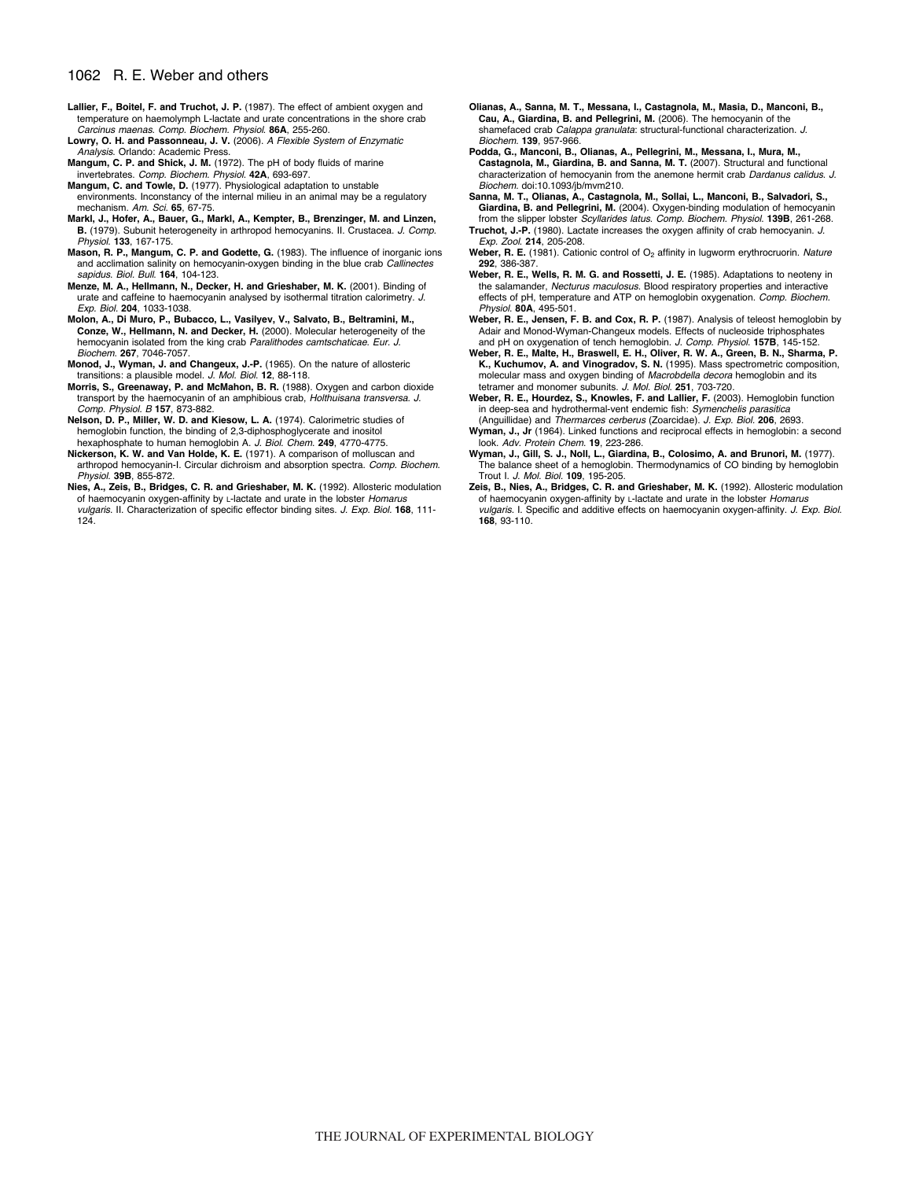**Lallier, F., Boitel, F. and Truchot, J. P.** (1987). The effect of ambient oxygen and temperature on haemolymph L-lactate and urate concentrations in the shore crab *Carcinus maenas*. *Comp. Biochem. Physiol.* **86A**, 255-260.

**Lowry, O. H. and Passonneau, J. V.** (2006). *A Flexible System of Enzymatic Analysis*. Orlando: Academic Press.

**Mangum, C. P. and Shick, J. M.** (1972). The pH of body fluids of marine invertebrates. *Comp. Biochem. Physiol.* **42A**, 693-697.

**Mangum, C. and Towle, D.** (1977). Physiological adaptation to unstable environments. Inconstancy of the internal milieu in an animal may be a regulatory mechanism. *Am. Sci.* **65**, 67-75.

**Markl, J., Hofer, A., Bauer, G., Markl, A., Kempter, B., Brenzinger, M. and Linzen, B.** (1979). Subunit heterogeneity in arthropod hemocyanins. II. Crustacea. *J. Comp. Physiol.* **133**, 167-175.

**Mason, R. P., Mangum, C. P. and Godette, G.** (1983). The influence of inorganic ions and acclimation salinity on hemocyanin-oxygen binding in the blue crab *Callinectes sapidus*. *Biol. Bull.* **164**, 104-123.

**Menze, M. A., Hellmann, N., Decker, H. and Grieshaber, M. K.** (2001). Binding of urate and caffeine to haemocyanin analysed by isothermal titration calorimetry. *J. Exp. Biol.* **204**, 1033-1038.

**Molon, A., Di Muro, P., Bubacco, L., Vasilyev, V., Salvato, B., Beltramini, M., Conze, W., Hellmann, N. and Decker, H.** (2000). Molecular heterogeneity of the hemocyanin isolated from the king crab *Paralithodes camtschaticae*. *Eur. J. Biochem.* **267**, 7046-7057.

**Monod, J., Wyman, J. and Changeux, J.-P.** (1965). On the nature of allosteric transitions: a plausible model. *J. Mol. Biol.* **12**, 88-118.

**Morris, S., Greenaway, P. and McMahon, B. R.** (1988). Oxygen and carbon dioxide transport by the haemocyanin of an amphibious crab, *Holthuisana transversa*. *J. Comp. Physiol. B* **157**, 873-882.

**Nelson, D. P., Miller, W. D. and Kiesow, L. A.** (1974). Calorimetric studies of hemoglobin function, the binding of 2,3-diphosphoglycerate and inositol hexaphosphate to human hemoglobin A. *J. Biol. Chem.* **249**, 4770-4775.

**Nickerson, K. W. and Van Holde, K. E.** (1971). A comparison of molluscan and arthropod hemocyanin-I. Circular dichroism and absorption spectra. *Comp. Biochem. Physiol.* **39B**, 855-872.

**Nies, A., Zeis, B., Bridges, C. R. and Grieshaber, M. K.** (1992). Allosteric modulation of haemocyanin oxygen-affinity by L-lactate and urate in the lobster *Homarus vulgaris*. II. Characterization of specific effector binding sites. *J. Exp. Biol.* **168**, 111-124.

**Olianas, A., Sanna, M. T., Messana, I., Castagnola, M., Masia, D., Manconi, B., Cau, A., Giardina, B. and Pellegrini, M.** (2006). The hemocyanin of the shamefaced crab *Calappa granulata*: structural-functional characterization. *J. Biochem.* **139**, 957-966.

**Podda, G., Manconi, B., Olianas, A., Pellegrini, M., Messana, I., Mura, M., Castagnola, M., Giardina, B. and Sanna, M. T.** (2007). Structural and functional characterization of hemocyanin from the anemone hermit crab *Dardanus calidus*. *J. Biochem.* doi:10.1093/jb/mvm210.

**Sanna, M. T., Olianas, A., Castagnola, M., Sollai, L., Manconi, B., Salvadori, S., Giardina, B. and Pellegrini, M.** (2004). Oxygen-binding modulation of hemocyanin from the slipper lobster *Scyllarides latus*. *Comp. Biochem. Physiol.* **139B**, 261-268.

**Truchot, J.-P.** (1980). Lactate increases the oxygen affinity of crab hemocyanin. *J. Exp. Zool.* **214**, 205-208.

**Weber, R. E.** (1981). Cationic control of $O_2$ affinity in lugworm erythrocruorin. *Nature* **292**, 386-387.

**Weber, R. E., Wells, R. M. G. and Rossetti, J. E.** (1985). Adaptations to neoteny in the salamander, *Necturus maculosus*. Blood respiratory properties and interactive effects of pH, temperature and ATP on hemoglobin oxygenation. *Comp. Biochem. Physiol.* **80A**, 495-501.

**Weber, R. E., Jensen, F. B. and Cox, R. P.** (1987). Analysis of teleost hemoglobin by Adair and Monod-Wyman-Changeux models. Effects of nucleoside triphosphates and pH on oxygenation of tench hemoglobin. *J. Comp. Physiol.* **157B**, 145-152.

**Weber, R. E., Malte, H., Braswell, E. H., Oliver, R. W. A., Green, B. N., Sharma, P. K., Kuchumov, A. and Vinogradov, S. N.** (1995). Mass spectrometric composition, molecular mass and oxygen binding of *Macrobdella decora* hemoglobin and its tetramer and monomer subunits. *J. Mol. Biol.* **251**, 703-720.

**Weber, R. E., Hourdez, S., Knowles, F. and Lallier, F.** (2003). Hemoglobin function in deep-sea and hydrothermal-vent endemic fish: *Symenchelis parasitica* (Anguillidae) and *Thermarces cerberus* (Zoarcidae). *J. Exp. Biol.* **206**, 2693.

**Wyman, J., Jr** (1964). Linked functions and reciprocal effects in hemoglobin: a second look. *Adv. Protein Chem.* **19**, 223-286.

**Wyman, J., Gill, S. J., Noll, L., Giardina, B., Colosimo, A. and Brunori, M.** (1977). The balance sheet of a hemoglobin. Thermodynamics of CO binding by hemoglobin Trout I. *J. Mol. Biol.* **109**, 195-205.

**Zeis, B., Nies, A., Bridges, C. R. and Grieshaber, M. K.** (1992). Allosteric modulation of haemocyanin oxygen-affinity by L-lactate and urate in the lobster *Homarus vulgaris*. I. Specific and additive effects on haemocyanin oxygen-affinity. *J. Exp. Biol.* **168**, 93-110.